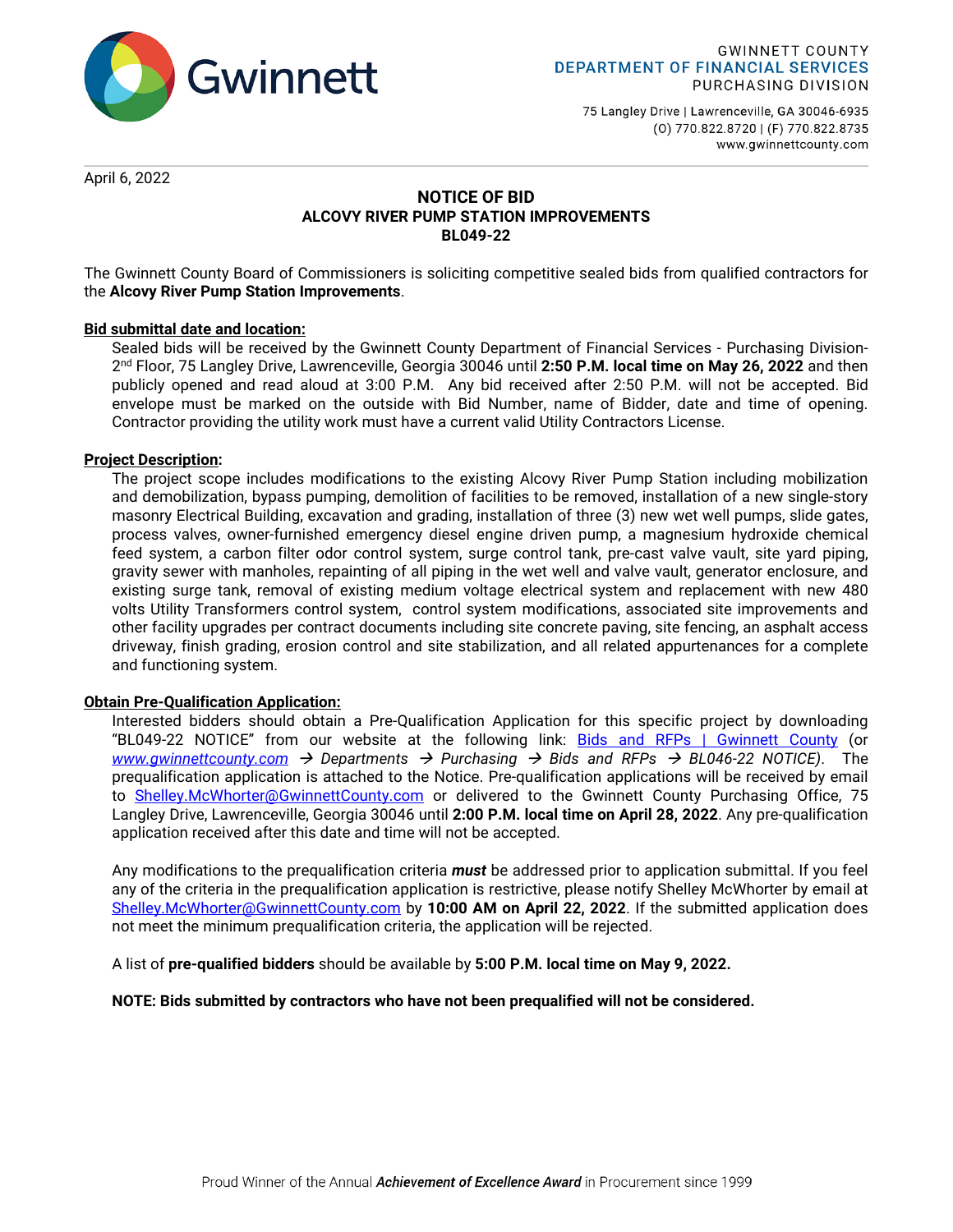Gwinnett

GWINNETT COUNTY
DEPARTMENT OF FINANCIAL SERVICES
PURCHASING DIVISION

75 Langley Drive | Lawrenceville, GA 30046-6935
(O) 770.822.8720 | (F) 770.822.8735
www.gwinnettcounty.com

April 6, 2022

# NOTICE OF BID
## ALCOVY RIVER PUMP STATION IMPROVEMENTS
## BL049-22

The Gwinnett County Board of Commissioners is soliciting competitive sealed bids from qualified contractors for the **Alcovy River Pump Station Improvements**.

**Bid submittal date and location:**

Sealed bids will be received by the Gwinnett County Department of Financial Services - Purchasing Division-2nd Floor, 75 Langley Drive, Lawrenceville, Georgia 30046 until **2:50 P.M. local time on May 26, 2022** and then publicly opened and read aloud at 3:00 P.M. Any bid received after 2:50 P.M. will not be accepted. Bid envelope must be marked on the outside with Bid Number, name of Bidder, date and time of opening. Contractor providing the utility work must have a current valid Utility Contractors License.

**Project Description:**

The project scope includes modifications to the existing Alcovy River Pump Station including mobilization and demobilization, bypass pumping, demolition of facilities to be removed, installation of a new single-story masonry Electrical Building, excavation and grading, installation of three (3) new wet well pumps, slide gates, process valves, owner-furnished emergency diesel engine driven pump, a magnesium hydroxide chemical feed system, a carbon filter odor control system, surge control tank, pre-cast valve vault, site yard piping, gravity sewer with manholes, repainting of all piping in the wet well and valve vault, generator enclosure, and existing surge tank, removal of existing medium voltage electrical system and replacement with new 480 volts Utility Transformers control system, control system modifications, associated site improvements and other facility upgrades per contract documents including site concrete paving, site fencing, an asphalt access driveway, finish grading, erosion control and site stabilization, and all related appurtenances for a complete and functioning system.

**Obtain Pre-Qualification Application:**

Interested bidders should obtain a Pre-Qualification Application for this specific project by downloading "BL049-22 NOTICE" from our website at the following link: Bids and RFPs | Gwinnett County (or *www.gwinnettcounty.com → Departments → Purchasing → Bids and RFPs → BL046-22 NOTICE)*. The prequalification application is attached to the Notice. Pre-qualification applications will be received by email to Shelley.McWhorter@GwinnettCounty.com or delivered to the Gwinnett County Purchasing Office, 75 Langley Drive, Lawrenceville, Georgia 30046 until **2:00 P.M. local time on April 28, 2022**. Any pre-qualification application received after this date and time will not be accepted.

Any modifications to the prequalification criteria ***must*** be addressed prior to application submittal. If you feel any of the criteria in the prequalification application is restrictive, please notify Shelley McWhorter by email at Shelley.McWhorter@GwinnettCounty.com by **10:00 AM on April 22, 2022**. If the submitted application does not meet the minimum prequalification criteria, the application will be rejected.

A list of **pre-qualified bidders** should be available by **5:00 P.M. local time on May 9, 2022.**

**NOTE: Bids submitted by contractors who have not been prequalified will not be considered.**

Proud Winner of the Annual ***Achievement of Excellence Award*** in Procurement since 1999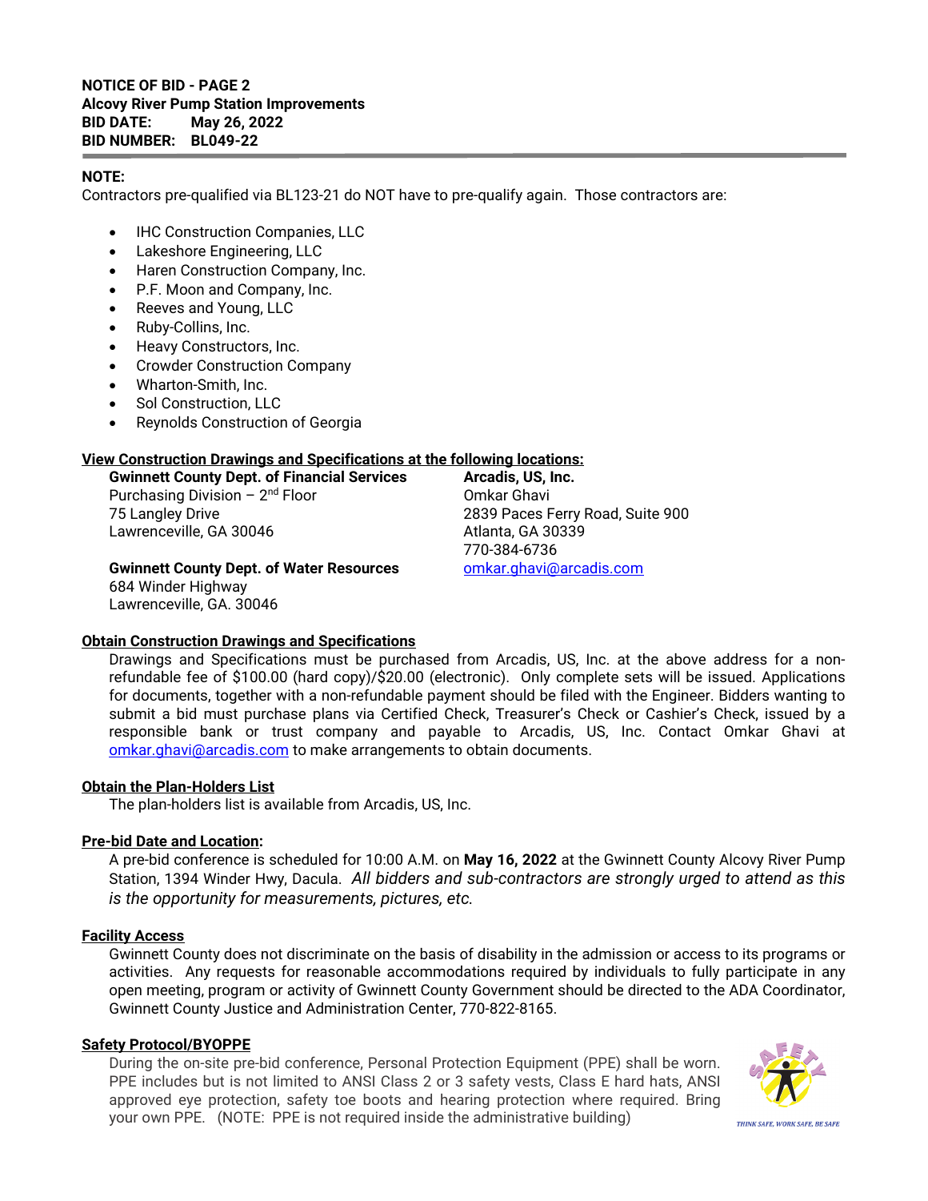**NOTICE OF BID - PAGE 2**
**Alcovy River Pump Station Improvements**
**BID DATE: May 26, 2022**
**BID NUMBER: BL049-22**

**NOTE:**
Contractors pre-qualified via BL123-21 do NOT have to pre-qualify again. Those contractors are:

- IHC Construction Companies, LLC
- Lakeshore Engineering, LLC
- Haren Construction Company, Inc.
- P.F. Moon and Company, Inc.
- Reeves and Young, LLC
- Ruby-Collins, Inc.
- Heavy Constructors, Inc.
- Crowder Construction Company
- Wharton-Smith, Inc.
- Sol Construction, LLC
- Reynolds Construction of Georgia

**View Construction Drawings and Specifications at the following locations:**

**Gwinnett County Dept. of Financial Services**
Purchasing Division – 2nd Floor
75 Langley Drive
Lawrenceville, GA 30046

**Gwinnett County Dept. of Water Resources**
684 Winder Highway
Lawrenceville, GA. 30046

**Arcadis, US, Inc.**
Omkar Ghavi
2839 Paces Ferry Road, Suite 900
Atlanta, GA 30339
770-384-6736
omkar.ghavi@arcadis.com

**Obtain Construction Drawings and Specifications**

Drawings and Specifications must be purchased from Arcadis, US, Inc. at the above address for a non-refundable fee of $100.00 (hard copy)/$20.00 (electronic). Only complete sets will be issued. Applications for documents, together with a non-refundable payment should be filed with the Engineer. Bidders wanting to submit a bid must purchase plans via Certified Check, Treasurer's Check or Cashier's Check, issued by a responsible bank or trust company and payable to Arcadis, US, Inc. Contact Omkar Ghavi at omkar.ghavi@arcadis.com to make arrangements to obtain documents.

**Obtain the Plan-Holders List**

The plan-holders list is available from Arcadis, US, Inc.

**Pre-bid Date and Location:**

A pre-bid conference is scheduled for 10:00 A.M. on **May 16, 2022** at the Gwinnett County Alcovy River Pump Station, 1394 Winder Hwy, Dacula. *All bidders and sub-contractors are strongly urged to attend as this is the opportunity for measurements, pictures, etc.*

**Facility Access**

Gwinnett County does not discriminate on the basis of disability in the admission or access to its programs or activities. Any requests for reasonable accommodations required by individuals to fully participate in any open meeting, program or activity of Gwinnett County Government should be directed to the ADA Coordinator, Gwinnett County Justice and Administration Center, 770-822-8165.

**Safety Protocol/BYOPPE**

During the on-site pre-bid conference, Personal Protection Equipment (PPE) shall be worn. PPE includes but is not limited to ANSI Class 2 or 3 safety vests, Class E hard hats, ANSI approved eye protection, safety toe boots and hearing protection where required. Bring your own PPE. (NOTE: PPE is not required inside the administrative building)

THINK SAFE, WORK SAFE, BE SAFE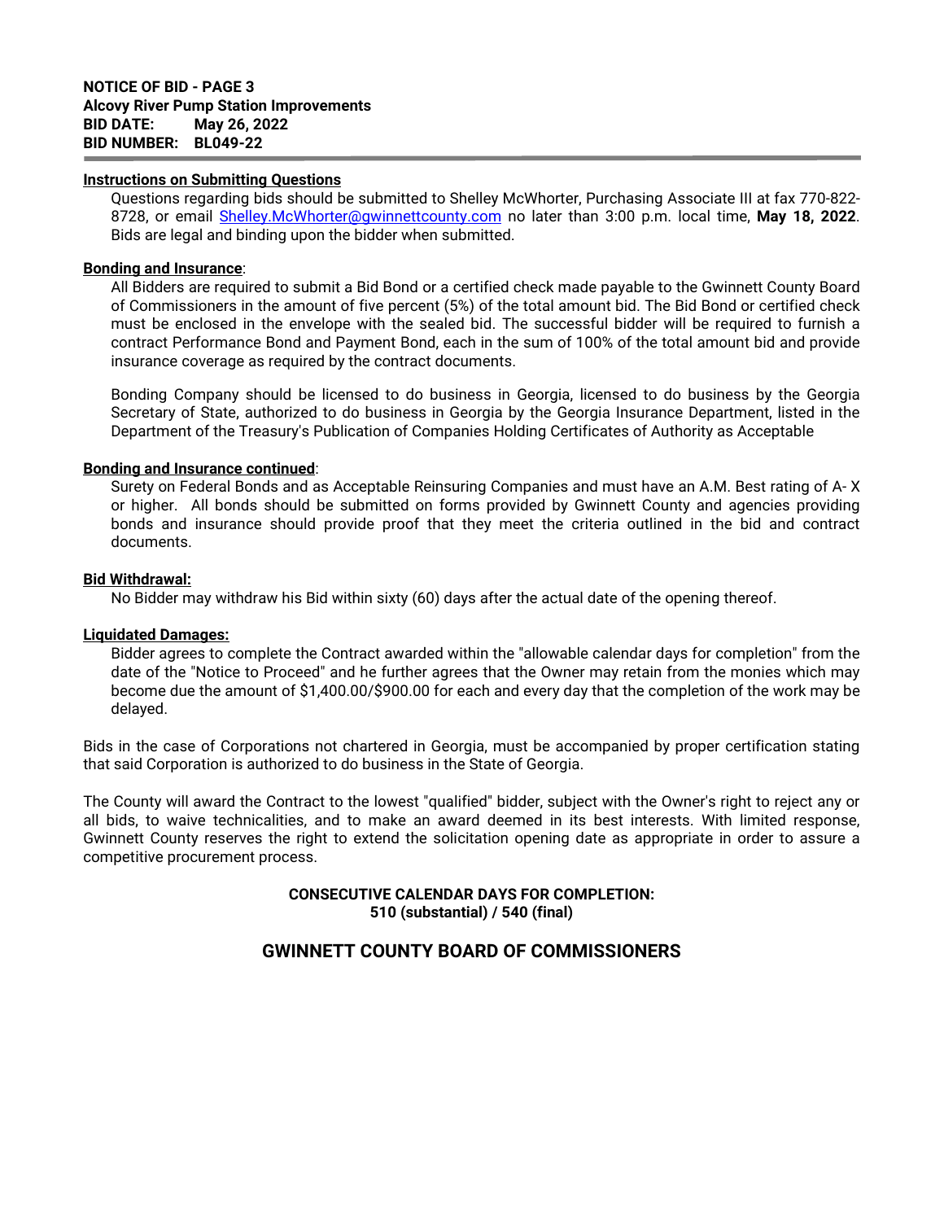**NOTICE OF BID - PAGE 3**
**Alcovy River Pump Station Improvements**
**BID DATE: May 26, 2022**
**BID NUMBER: BL049-22**

**Instructions on Submitting Questions**

Questions regarding bids should be submitted to Shelley McWhorter, Purchasing Associate III at fax 770-822-8728, or email Shelley.McWhorter@gwinnettcounty.com no later than 3:00 p.m. local time, **May 18, 2022**. Bids are legal and binding upon the bidder when submitted.

**Bonding and Insurance**:

All Bidders are required to submit a Bid Bond or a certified check made payable to the Gwinnett County Board of Commissioners in the amount of five percent (5%) of the total amount bid. The Bid Bond or certified check must be enclosed in the envelope with the sealed bid. The successful bidder will be required to furnish a contract Performance Bond and Payment Bond, each in the sum of 100% of the total amount bid and provide insurance coverage as required by the contract documents.

Bonding Company should be licensed to do business in Georgia, licensed to do business by the Georgia Secretary of State, authorized to do business in Georgia by the Georgia Insurance Department, listed in the Department of the Treasury's Publication of Companies Holding Certificates of Authority as Acceptable

**Bonding and Insurance continued**:

Surety on Federal Bonds and as Acceptable Reinsuring Companies and must have an A.M. Best rating of A- X or higher. All bonds should be submitted on forms provided by Gwinnett County and agencies providing bonds and insurance should provide proof that they meet the criteria outlined in the bid and contract documents.

**Bid Withdrawal:**

No Bidder may withdraw his Bid within sixty (60) days after the actual date of the opening thereof.

**Liquidated Damages:**

Bidder agrees to complete the Contract awarded within the "allowable calendar days for completion" from the date of the "Notice to Proceed" and he further agrees that the Owner may retain from the monies which may become due the amount of $1,400.00/$900.00 for each and every day that the completion of the work may be delayed.

Bids in the case of Corporations not chartered in Georgia, must be accompanied by proper certification stating that said Corporation is authorized to do business in the State of Georgia.

The County will award the Contract to the lowest "qualified" bidder, subject with the Owner's right to reject any or all bids, to waive technicalities, and to make an award deemed in its best interests. With limited response, Gwinnett County reserves the right to extend the solicitation opening date as appropriate in order to assure a competitive procurement process.

**CONSECUTIVE CALENDAR DAYS FOR COMPLETION:**
**510 (substantial) / 540 (final)**

## GWINNETT COUNTY BOARD OF COMMISSIONERS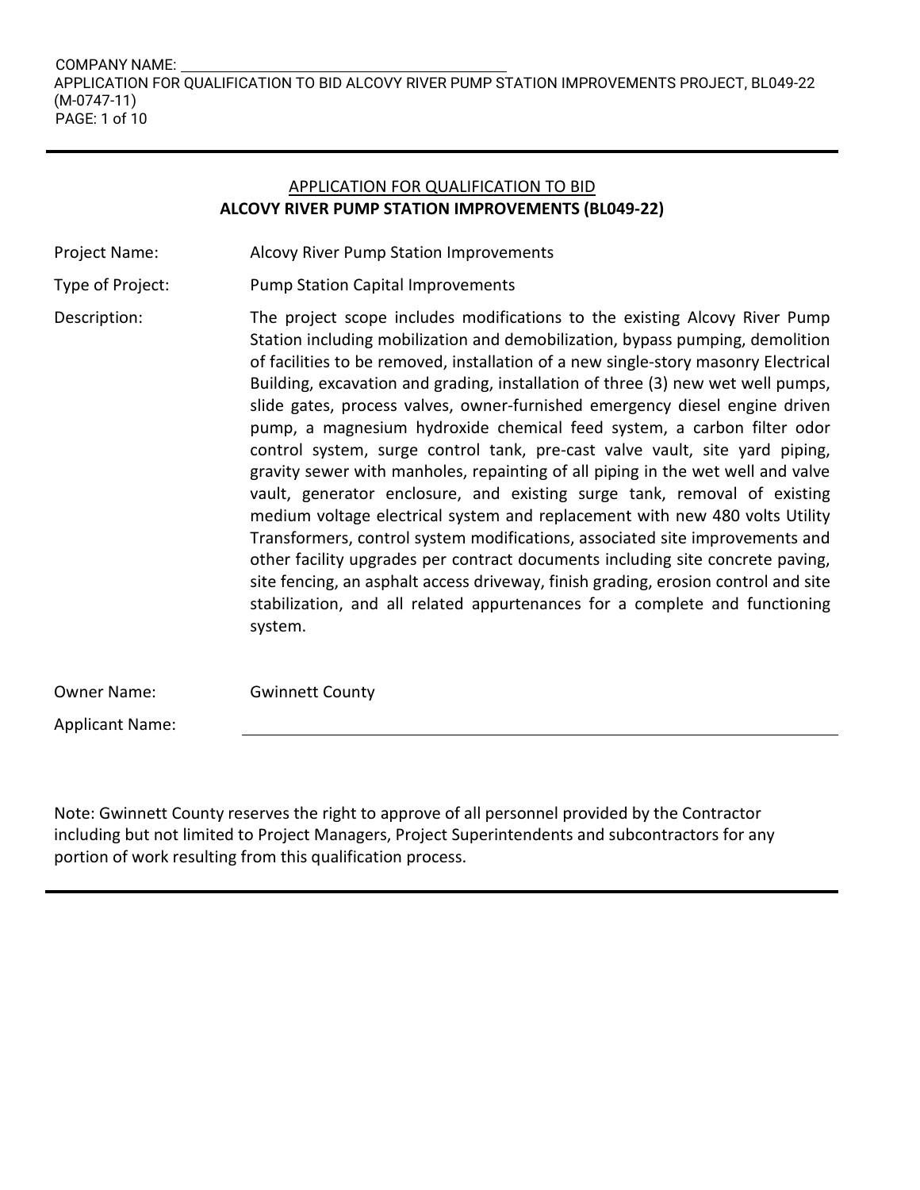## APPLICATION FOR QUALIFICATION TO BID

## ALCOVY RIVER PUMP STATION IMPROVEMENTS (BL049-22)

| | |
|---|---|
| Project Name: | Alcovy River Pump Station Improvements |
| Type of Project: | Pump Station Capital Improvements |
| Description: | The project scope includes modifications to the existing Alcovy River Pump Station including mobilization and demobilization, bypass pumping, demolition of facilities to be removed, installation of a new single-story masonry Electrical Building, excavation and grading, installation of three (3) new wet well pumps, slide gates, process valves, owner-furnished emergency diesel engine driven pump, a magnesium hydroxide chemical feed system, a carbon filter odor control system, surge control tank, pre-cast valve vault, site yard piping, gravity sewer with manholes, repainting of all piping in the wet well and valve vault, generator enclosure, and existing surge tank, removal of existing medium voltage electrical system and replacement with new 480 volts Utility Transformers, control system modifications, associated site improvements and other facility upgrades per contract documents including site concrete paving, site fencing, an asphalt access driveway, finish grading, erosion control and site stabilization, and all related appurtenances for a complete and functioning system. |
| Owner Name: | Gwinnett County |
| Applicant Name: | ______________________________ |

Note: Gwinnett County reserves the right to approve of all personnel provided by the Contractor including but not limited to Project Managers, Project Superintendents and subcontractors for any portion of work resulting from this qualification process.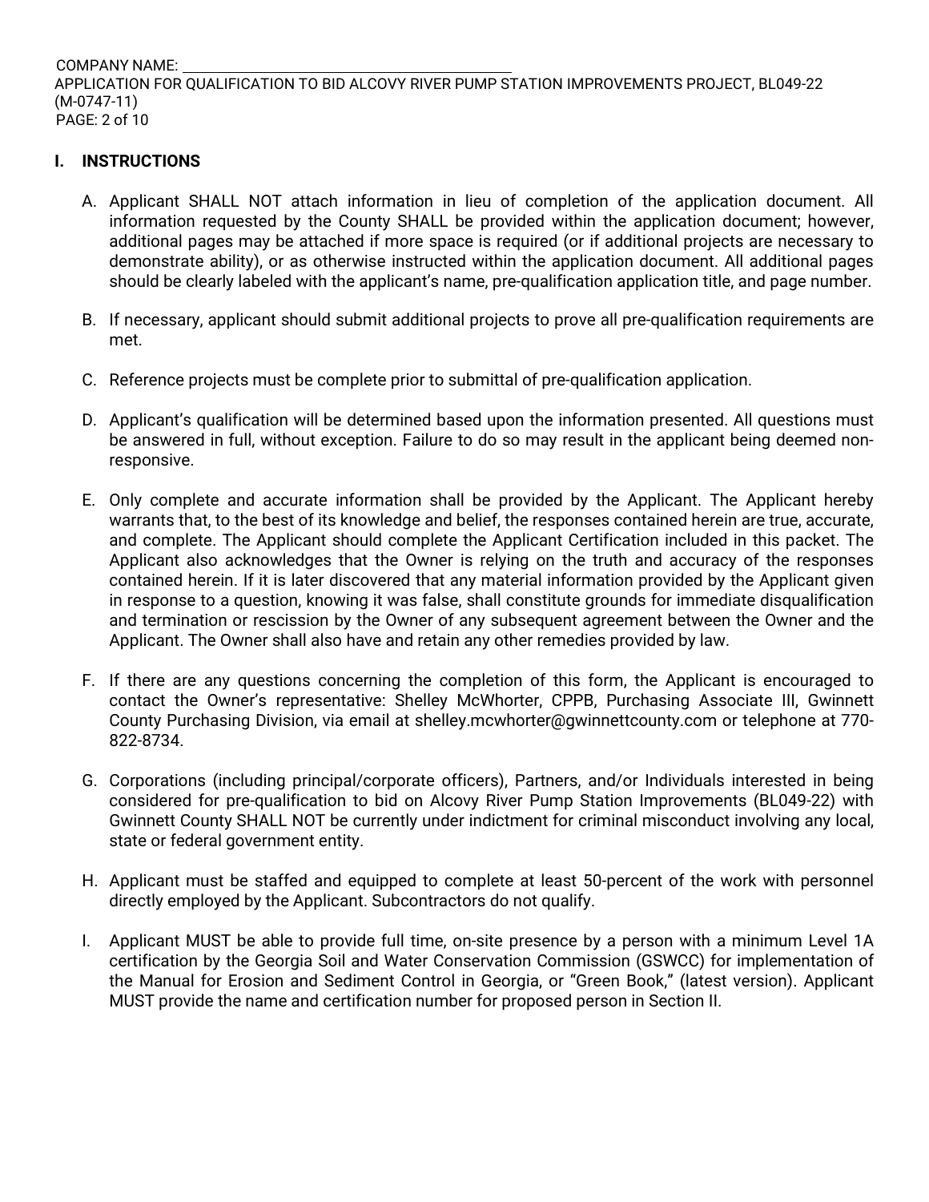## I. INSTRUCTIONS

A. Applicant SHALL NOT attach information in lieu of completion of the application document. All information requested by the County SHALL be provided within the application document; however, additional pages may be attached if more space is required (or if additional projects are necessary to demonstrate ability), or as otherwise instructed within the application document. All additional pages should be clearly labeled with the applicant's name, pre-qualification application title, and page number.

B. If necessary, applicant should submit additional projects to prove all pre-qualification requirements are met.

C. Reference projects must be complete prior to submittal of pre-qualification application.

D. Applicant's qualification will be determined based upon the information presented. All questions must be answered in full, without exception. Failure to do so may result in the applicant being deemed non-responsive.

E. Only complete and accurate information shall be provided by the Applicant. The Applicant hereby warrants that, to the best of its knowledge and belief, the responses contained herein are true, accurate, and complete. The Applicant should complete the Applicant Certification included in this packet. The Applicant also acknowledges that the Owner is relying on the truth and accuracy of the responses contained herein. If it is later discovered that any material information provided by the Applicant given in response to a question, knowing it was false, shall constitute grounds for immediate disqualification and termination or rescission by the Owner of any subsequent agreement between the Owner and the Applicant. The Owner shall also have and retain any other remedies provided by law.

F. If there are any questions concerning the completion of this form, the Applicant is encouraged to contact the Owner's representative: Shelley McWhorter, CPPB, Purchasing Associate III, Gwinnett County Purchasing Division, via email at shelley.mcwhorter@gwinnettcounty.com or telephone at 770-822-8734.

G. Corporations (including principal/corporate officers), Partners, and/or Individuals interested in being considered for pre-qualification to bid on Alcovy River Pump Station Improvements (BL049-22) with Gwinnett County SHALL NOT be currently under indictment for criminal misconduct involving any local, state or federal government entity.

H. Applicant must be staffed and equipped to complete at least 50-percent of the work with personnel directly employed by the Applicant. Subcontractors do not qualify.

I. Applicant MUST be able to provide full time, on-site presence by a person with a minimum Level 1A certification by the Georgia Soil and Water Conservation Commission (GSWCC) for implementation of the Manual for Erosion and Sediment Control in Georgia, or "Green Book," (latest version). Applicant MUST provide the name and certification number for proposed person in Section II.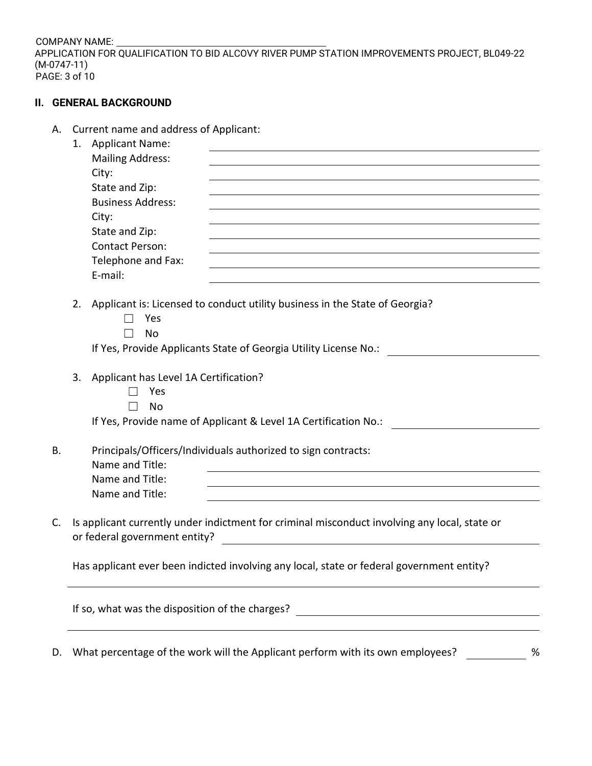## II. GENERAL BACKGROUND

A. Current name and address of Applicant:

1. Applicant Name: \_\_\_\_\_\_\_\_\_\_\_\_\_\_\_\_\_\_\_\_\_\_\_\_\_\_\_\_\_\_
   Mailing Address: \_\_\_\_\_\_\_\_\_\_\_\_\_\_\_\_\_\_\_\_\_\_\_\_\_\_\_\_\_\_
   City: \_\_\_\_\_\_\_\_\_\_\_\_\_\_\_\_\_\_\_\_\_\_\_\_\_\_\_\_\_\_
   State and Zip: \_\_\_\_\_\_\_\_\_\_\_\_\_\_\_\_\_\_\_\_\_\_\_\_\_\_\_\_\_\_
   Business Address: \_\_\_\_\_\_\_\_\_\_\_\_\_\_\_\_\_\_\_\_\_\_\_\_\_\_\_\_\_\_
   City: \_\_\_\_\_\_\_\_\_\_\_\_\_\_\_\_\_\_\_\_\_\_\_\_\_\_\_\_\_\_
   State and Zip: \_\_\_\_\_\_\_\_\_\_\_\_\_\_\_\_\_\_\_\_\_\_\_\_\_\_\_\_\_\_
   Contact Person: \_\_\_\_\_\_\_\_\_\_\_\_\_\_\_\_\_\_\_\_\_\_\_\_\_\_\_\_\_\_
   Telephone and Fax: \_\_\_\_\_\_\_\_\_\_\_\_\_\_\_\_\_\_\_\_\_\_\_\_\_\_\_\_\_\_
   E-mail: \_\_\_\_\_\_\_\_\_\_\_\_\_\_\_\_\_\_\_\_\_\_\_\_\_\_\_\_\_\_

2. Applicant is: Licensed to conduct utility business in the State of Georgia?

   ☐ Yes
   ☐ No

   If Yes, Provide Applicants State of Georgia Utility License No.: \_\_\_\_\_\_\_\_\_\_\_\_\_\_\_\_\_\_\_\_

3. Applicant has Level 1A Certification?

   ☐ Yes
   ☐ No

   If Yes, Provide name of Applicant & Level 1A Certification No.: \_\_\_\_\_\_\_\_\_\_\_\_\_\_\_\_\_\_\_\_

B. Principals/Officers/Individuals authorized to sign contracts:

   Name and Title: \_\_\_\_\_\_\_\_\_\_\_\_\_\_\_\_\_\_\_\_\_\_\_\_\_\_\_\_\_\_
   Name and Title: \_\_\_\_\_\_\_\_\_\_\_\_\_\_\_\_\_\_\_\_\_\_\_\_\_\_\_\_\_\_
   Name and Title: \_\_\_\_\_\_\_\_\_\_\_\_\_\_\_\_\_\_\_\_\_\_\_\_\_\_\_\_\_\_

C. Is applicant currently under indictment for criminal misconduct involving any local, state or or federal government entity? \_\_\_\_\_\_\_\_\_\_\_\_\_\_\_\_\_\_\_\_\_\_\_\_\_\_\_\_\_\_

   Has applicant ever been indicted involving any local, state or federal government entity?

   \_\_\_\_\_\_\_\_\_\_\_\_\_\_\_\_\_\_\_\_\_\_\_\_\_\_\_\_\_\_\_\_\_\_\_\_\_\_\_\_\_\_\_\_\_\_\_\_\_\_\_\_\_\_\_\_

   If so, what was the disposition of the charges? \_\_\_\_\_\_\_\_\_\_\_\_\_\_\_\_\_\_\_\_\_\_\_\_\_\_\_\_\_\_

   \_\_\_\_\_\_\_\_\_\_\_\_\_\_\_\_\_\_\_\_\_\_\_\_\_\_\_\_\_\_\_\_\_\_\_\_\_\_\_\_\_\_\_\_\_\_\_\_\_\_\_\_\_\_\_\_

D. What percentage of the work will the Applicant perform with its own employees? \_\_\_\_\_\_\_\_\_\_ %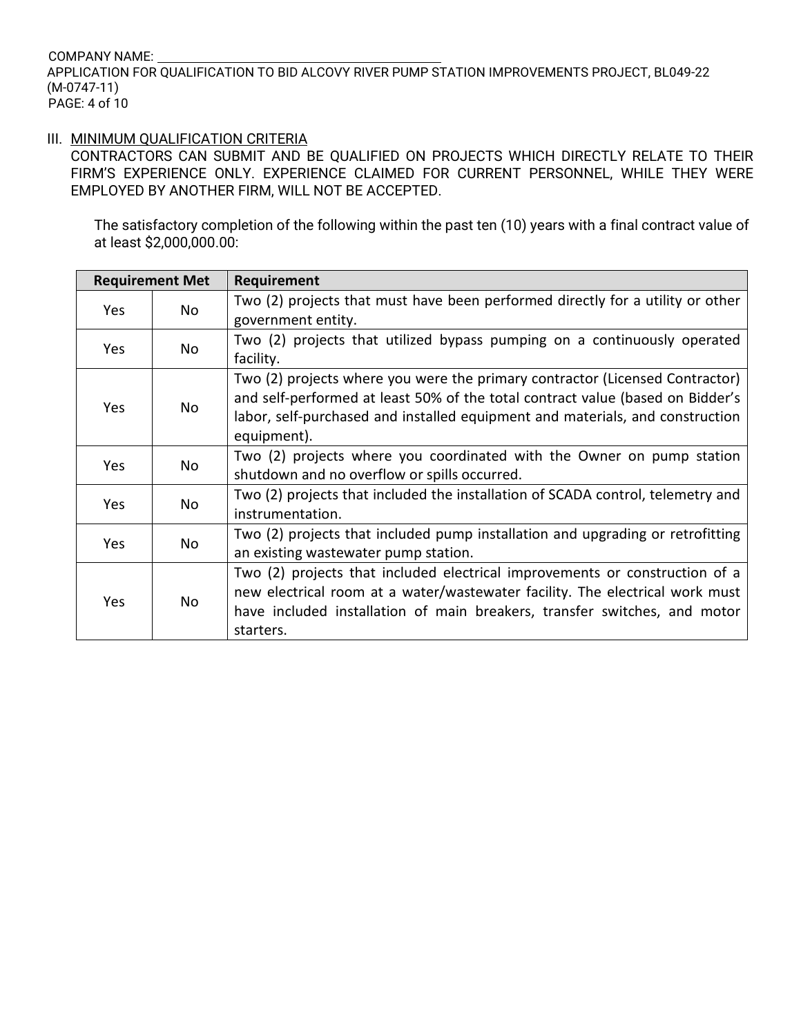## III. MINIMUM QUALIFICATION CRITERIA

CONTRACTORS CAN SUBMIT AND BE QUALIFIED ON PROJECTS WHICH DIRECTLY RELATE TO THEIR FIRM'S EXPERIENCE ONLY. EXPERIENCE CLAIMED FOR CURRENT PERSONNEL, WHILE THEY WERE EMPLOYED BY ANOTHER FIRM, WILL NOT BE ACCEPTED.

The satisfactory completion of the following within the past ten (10) years with a final contract value of at least $2,000,000.00:

| Requirement Met | | Requirement |
|---|---|---|
| Yes | No | Two (2) projects that must have been performed directly for a utility or other government entity. |
| Yes | No | Two (2) projects that utilized bypass pumping on a continuously operated facility. |
| Yes | No | Two (2) projects where you were the primary contractor (Licensed Contractor) and self-performed at least 50% of the total contract value (based on Bidder's labor, self-purchased and installed equipment and materials, and construction equipment). |
| Yes | No | Two (2) projects where you coordinated with the Owner on pump station shutdown and no overflow or spills occurred. |
| Yes | No | Two (2) projects that included the installation of SCADA control, telemetry and instrumentation. |
| Yes | No | Two (2) projects that included pump installation and upgrading or retrofitting an existing wastewater pump station. |
| Yes | No | Two (2) projects that included electrical improvements or construction of a new electrical room at a water/wastewater facility. The electrical work must have included installation of main breakers, transfer switches, and motor starters. |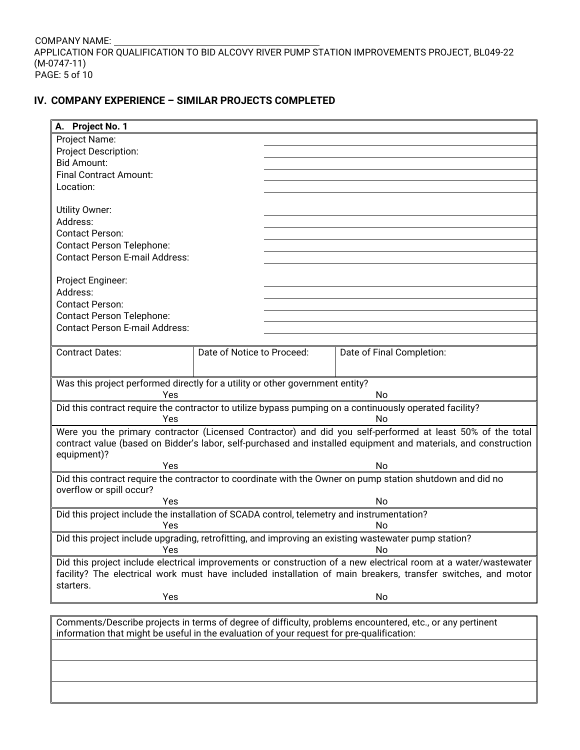COMPANY NAME: \_\_\_\_\_\_\_\_\_\_\_\_\_\_\_\_\_\_\_\_\_\_\_\_\_\_\_\_\_\_\_\_\_\_\_\_

APPLICATION FOR QUALIFICATION TO BID ALCOVY RIVER PUMP STATION IMPROVEMENTS PROJECT, BL049-22 (M-0747-11)

## IV. COMPANY EXPERIENCE – SIMILAR PROJECTS COMPLETED

| **A. Project No. 1** | |
|---|---|
| Project Name: | |
| Project Description: | |
| Bid Amount: | |
| Final Contract Amount: | |
| Location: | |
| | |
| Utility Owner: | |
| Address: | |
| Contact Person: | |
| Contact Person Telephone: | |
| Contact Person E-mail Address: | |
| | |
| Project Engineer: | |
| Address: | |
| Contact Person: | |
| Contact Person Telephone: | |
| Contact Person E-mail Address: | |

| Contract Dates: | Date of Notice to Proceed: | Date of Final Completion: |
|---|---|---|
| | | |

| Question | Yes | No |
|---|---|---|
| Was this project performed directly for a utility or other government entity? | Yes | No |
| Did this contract require the contractor to utilize bypass pumping on a continuously operated facility? | Yes | No |
| Were you the primary contractor (Licensed Contractor) and did you self-performed at least 50% of the total contract value (based on Bidder's labor, self-purchased and installed equipment and materials, and construction equipment)? | Yes | No |
| Did this contract require the contractor to coordinate with the Owner on pump station shutdown and did no overflow or spill occur? | Yes | No |
| Did this project include the installation of SCADA control, telemetry and instrumentation? | Yes | No |
| Did this project include upgrading, retrofitting, and improving an existing wastewater pump station? | Yes | No |
| Did this project include electrical improvements or construction of a new electrical room at a water/wastewater facility? The electrical work must have included installation of main breakers, transfer switches, and motor starters. | Yes | No |

| Comments/Describe projects in terms of degree of difficulty, problems encountered, etc., or any pertinent information that might be useful in the evaluation of your request for pre-qualification: |
|---|
| |
| |
| |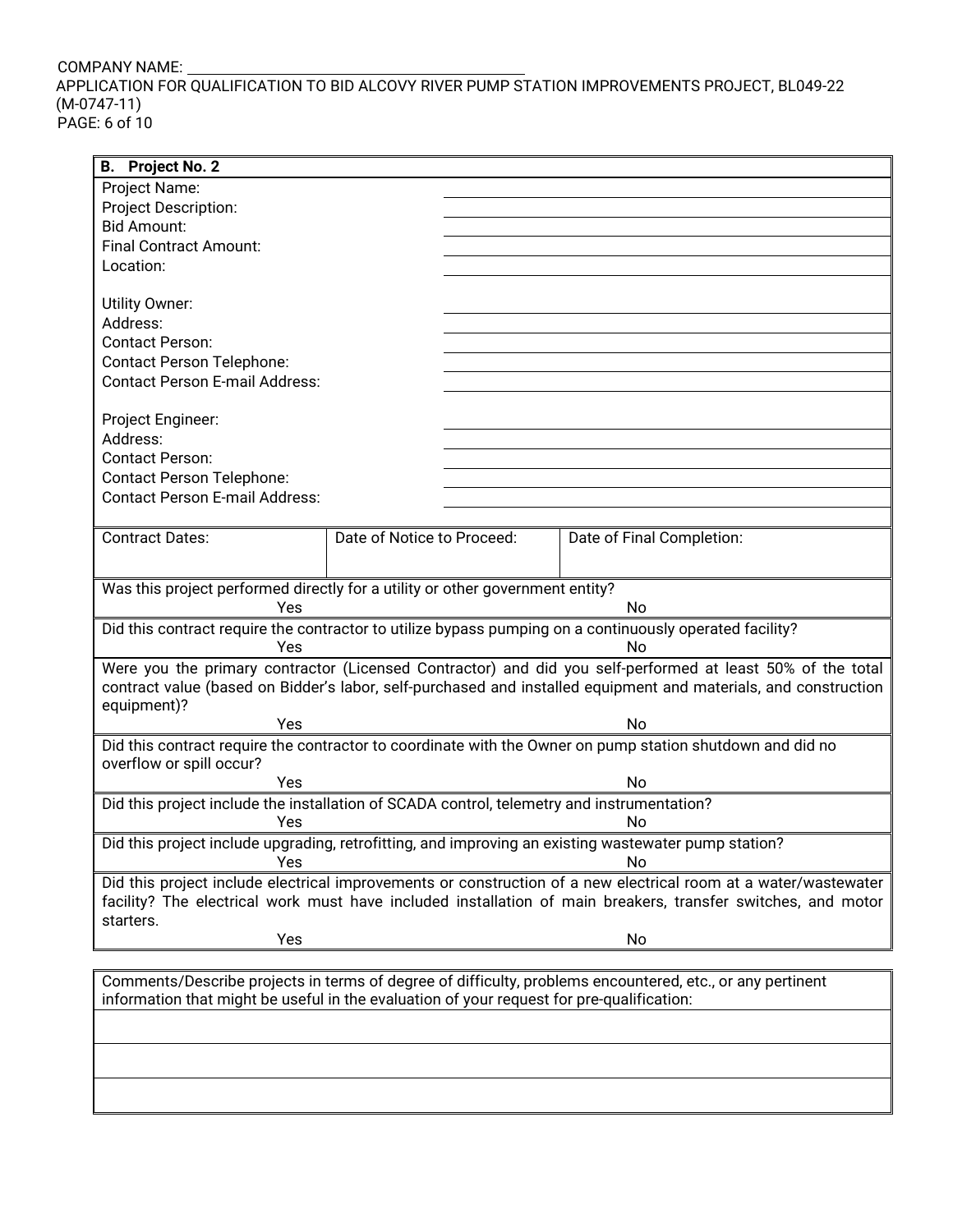COMPANY NAME: \_\_\_\_\_\_\_\_\_\_\_\_\_\_\_\_\_\_\_\_\_\_\_\_\_\_\_\_\_\_\_\_\_\_\_\_\_\_\_\_\_\_\_\_

APPLICATION FOR QUALIFICATION TO BID ALCOVY RIVER PUMP STATION IMPROVEMENTS PROJECT, BL049-22 (M-0747-11)

**B. Project No. 2**

| | |
|---|---|
| Project Name: | |
| Project Description: | |
| Bid Amount: | |
| Final Contract Amount: | |
| Location: | |
| Utility Owner: | |
| Address: | |
| Contact Person: | |
| Contact Person Telephone: | |
| Contact Person E-mail Address: | |
| Project Engineer: | |
| Address: | |
| Contact Person: | |
| Contact Person Telephone: | |
| Contact Person E-mail Address: | |

| Contract Dates: | Date of Notice to Proceed: | Date of Final Completion: |
|---|---|---|
| | | |

| Question | | |
|---|---|---|
| Was this project performed directly for a utility or other government entity? | Yes | No |
| Did this contract require the contractor to utilize bypass pumping on a continuously operated facility? | Yes | No |
| Were you the primary contractor (Licensed Contractor) and did you self-performed at least 50% of the total contract value (based on Bidder's labor, self-purchased and installed equipment and materials, and construction equipment)? | Yes | No |
| Did this contract require the contractor to coordinate with the Owner on pump station shutdown and did no overflow or spill occur? | Yes | No |
| Did this project include the installation of SCADA control, telemetry and instrumentation? | Yes | No |
| Did this project include upgrading, retrofitting, and improving an existing wastewater pump station? | Yes | No |
| Did this project include electrical improvements or construction of a new electrical room at a water/wastewater facility? The electrical work must have included installation of main breakers, transfer switches, and motor starters. | Yes | No |

| Comments/Describe projects in terms of degree of difficulty, problems encountered, etc., or any pertinent information that might be useful in the evaluation of your request for pre-qualification: |
|---|
| |
| |
| |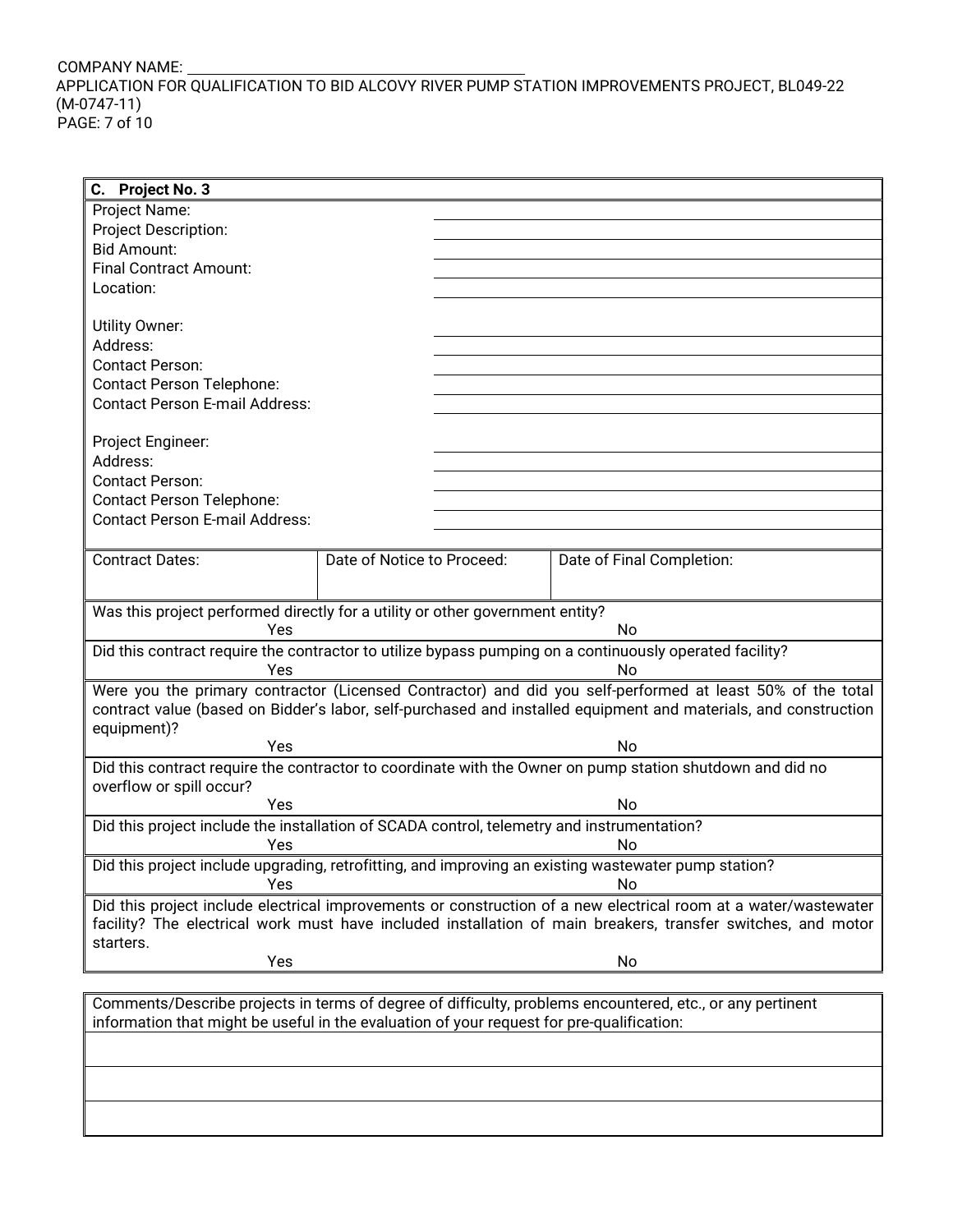COMPANY NAME: ______________________________

APPLICATION FOR QUALIFICATION TO BID ALCOVY RIVER PUMP STATION IMPROVEMENTS PROJECT, BL049-22 (M-0747-11)

PAGE: 7 of 10

| **C. Project No. 3** | |
|---|---|
| Project Name: | |
| Project Description: | |
| Bid Amount: | |
| Final Contract Amount: | |
| Location: | |
| Utility Owner: | |
| Address: | |
| Contact Person: | |
| Contact Person Telephone: | |
| Contact Person E-mail Address: | |
| Project Engineer: | |
| Address: | |
| Contact Person: | |
| Contact Person Telephone: | |
| Contact Person E-mail Address: | |

| Contract Dates: | Date of Notice to Proceed: | Date of Final Completion: |
|---|---|---|
| | | |

| Question | | |
|---|---|---|
| Was this project performed directly for a utility or other government entity? | Yes | No |
| Did this contract require the contractor to utilize bypass pumping on a continuously operated facility? | Yes | No |
| Were you the primary contractor (Licensed Contractor) and did you self-performed at least 50% of the total contract value (based on Bidder's labor, self-purchased and installed equipment and materials, and construction equipment)? | Yes | No |
| Did this contract require the contractor to coordinate with the Owner on pump station shutdown and did no overflow or spill occur? | Yes | No |
| Did this project include the installation of SCADA control, telemetry and instrumentation? | Yes | No |
| Did this project include upgrading, retrofitting, and improving an existing wastewater pump station? | Yes | No |
| Did this project include electrical improvements or construction of a new electrical room at a water/wastewater facility? The electrical work must have included installation of main breakers, transfer switches, and motor starters. | Yes | No |

| Comments/Describe projects in terms of degree of difficulty, problems encountered, etc., or any pertinent information that might be useful in the evaluation of your request for pre-qualification: |
|---|
| |
| |
| |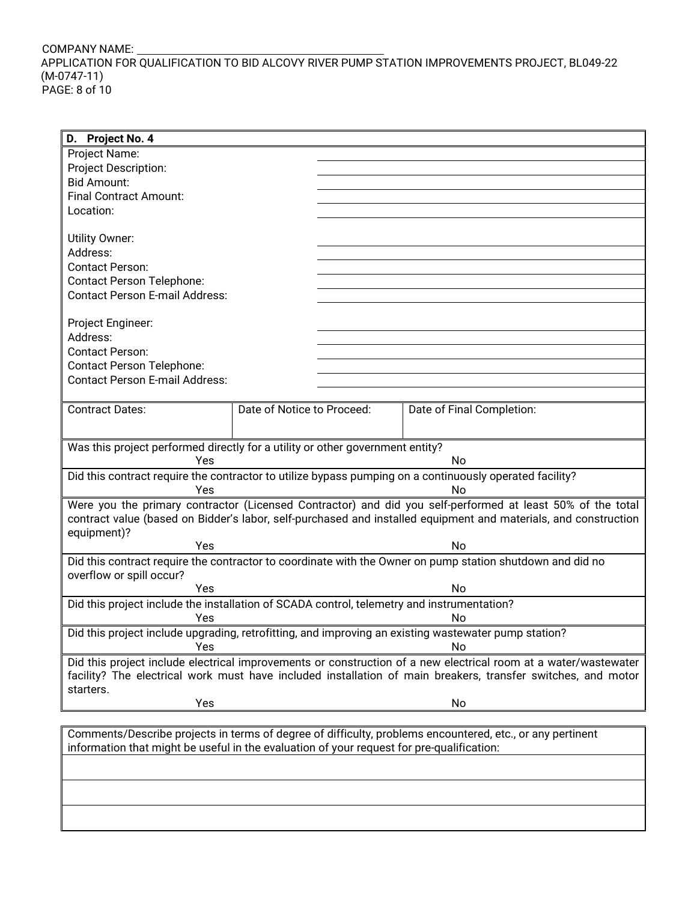COMPANY NAME: \_\_\_\_\_\_\_\_\_\_\_\_\_\_\_\_\_\_\_\_\_\_\_\_\_\_\_\_\_\_\_\_\_\_\_\_\_\_\_\_

APPLICATION FOR QUALIFICATION TO BID ALCOVY RIVER PUMP STATION IMPROVEMENTS PROJECT, BL049-22 (M-0747-11)

**D. Project No. 4**

| | |
|---|---|
| Project Name: | |
| Project Description: | |
| Bid Amount: | |
| Final Contract Amount: | |
| Location: | |
| | |
| Utility Owner: | |
| Address: | |
| Contact Person: | |
| Contact Person Telephone: | |
| Contact Person E-mail Address: | |
| | |
| Project Engineer: | |
| Address: | |
| Contact Person: | |
| Contact Person Telephone: | |
| Contact Person E-mail Address: | |

| Contract Dates: | Date of Notice to Proceed: | Date of Final Completion: |
|---|---|---|
| | | |

Was this project performed directly for a utility or other government entity?

Yes No

Did this contract require the contractor to utilize bypass pumping on a continuously operated facility?

Yes No

Were you the primary contractor (Licensed Contractor) and did you self-performed at least 50% of the total contract value (based on Bidder's labor, self-purchased and installed equipment and materials, and construction equipment)?

Yes No

Did this contract require the contractor to coordinate with the Owner on pump station shutdown and did no overflow or spill occur?

Yes No

Did this project include the installation of SCADA control, telemetry and instrumentation?

Yes No

Did this project include upgrading, retrofitting, and improving an existing wastewater pump station?

Yes No

Did this project include electrical improvements or construction of a new electrical room at a water/wastewater facility? The electrical work must have included installation of main breakers, transfer switches, and motor starters.

Yes No

| Comments/Describe projects in terms of degree of difficulty, problems encountered, etc., or any pertinent information that might be useful in the evaluation of your request for pre-qualification: |
|---|
| |
| |
| |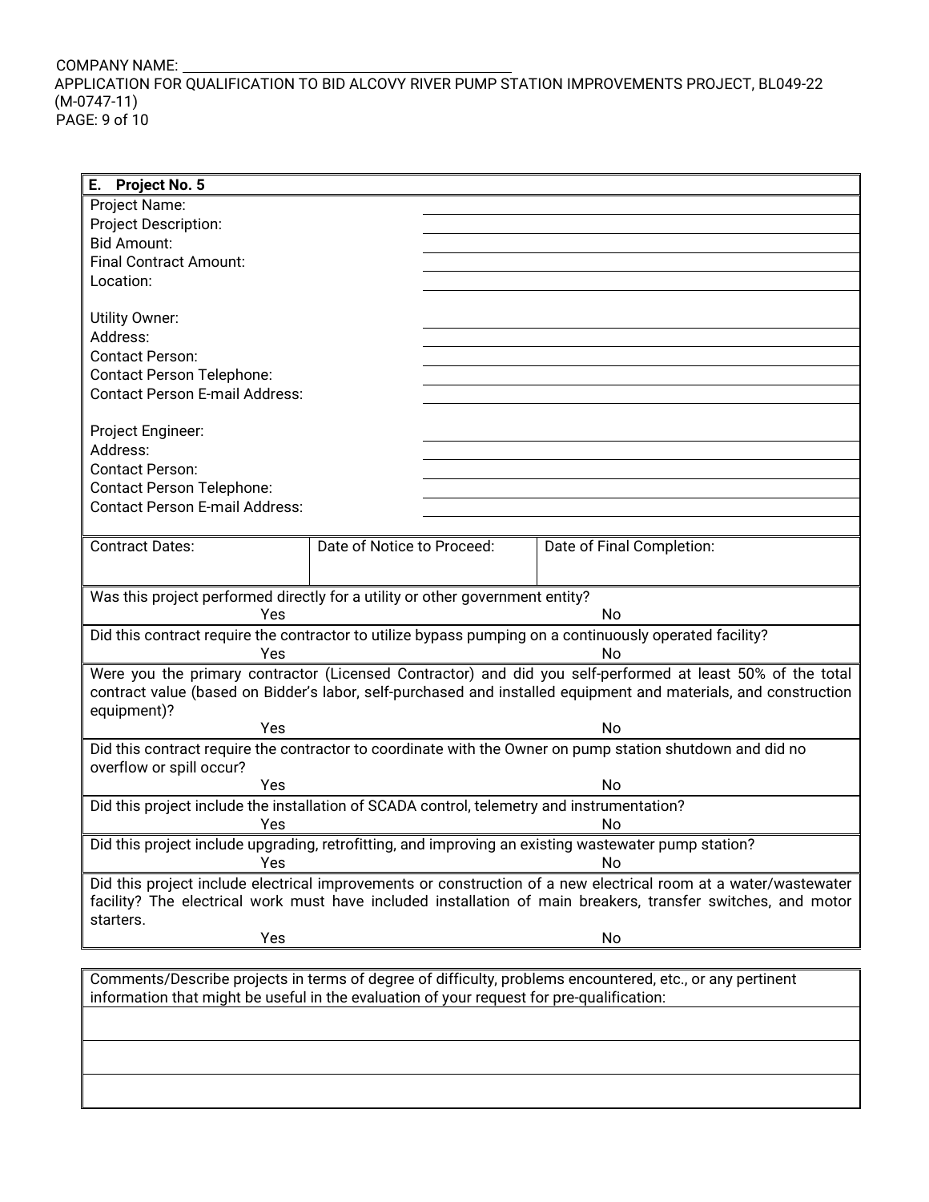COMPANY NAME: ____________________________________________

APPLICATION FOR QUALIFICATION TO BID ALCOVY RIVER PUMP STATION IMPROVEMENTS PROJECT, BL049-22 (M-0747-11)

**E. Project No. 5**

| | |
|---|---|
| Project Name: | |
| Project Description: | |
| Bid Amount: | |
| Final Contract Amount: | |
| Location: | |
| | |
| Utility Owner: | |
| Address: | |
| Contact Person: | |
| Contact Person Telephone: | |
| Contact Person E-mail Address: | |
| | |
| Project Engineer: | |
| Address: | |
| Contact Person: | |
| Contact Person Telephone: | |
| Contact Person E-mail Address: | |

| Contract Dates: | Date of Notice to Proceed: | Date of Final Completion: |
|---|---|---|
| | | |

Was this project performed directly for a utility or other government entity?

Yes No

Did this contract require the contractor to utilize bypass pumping on a continuously operated facility?

Yes No

Were you the primary contractor (Licensed Contractor) and did you self-performed at least 50% of the total contract value (based on Bidder's labor, self-purchased and installed equipment and materials, and construction equipment)?

Yes No

Did this contract require the contractor to coordinate with the Owner on pump station shutdown and did no overflow or spill occur?

Yes No

Did this project include the installation of SCADA control, telemetry and instrumentation?

Yes No

Did this project include upgrading, retrofitting, and improving an existing wastewater pump station?

Yes No

Did this project include electrical improvements or construction of a new electrical room at a water/wastewater facility? The electrical work must have included installation of main breakers, transfer switches, and motor starters.

Yes No

Comments/Describe projects in terms of degree of difficulty, problems encountered, etc., or any pertinent information that might be useful in the evaluation of your request for pre-qualification:

______________________________________________________________________________

______________________________________________________________________________

______________________________________________________________________________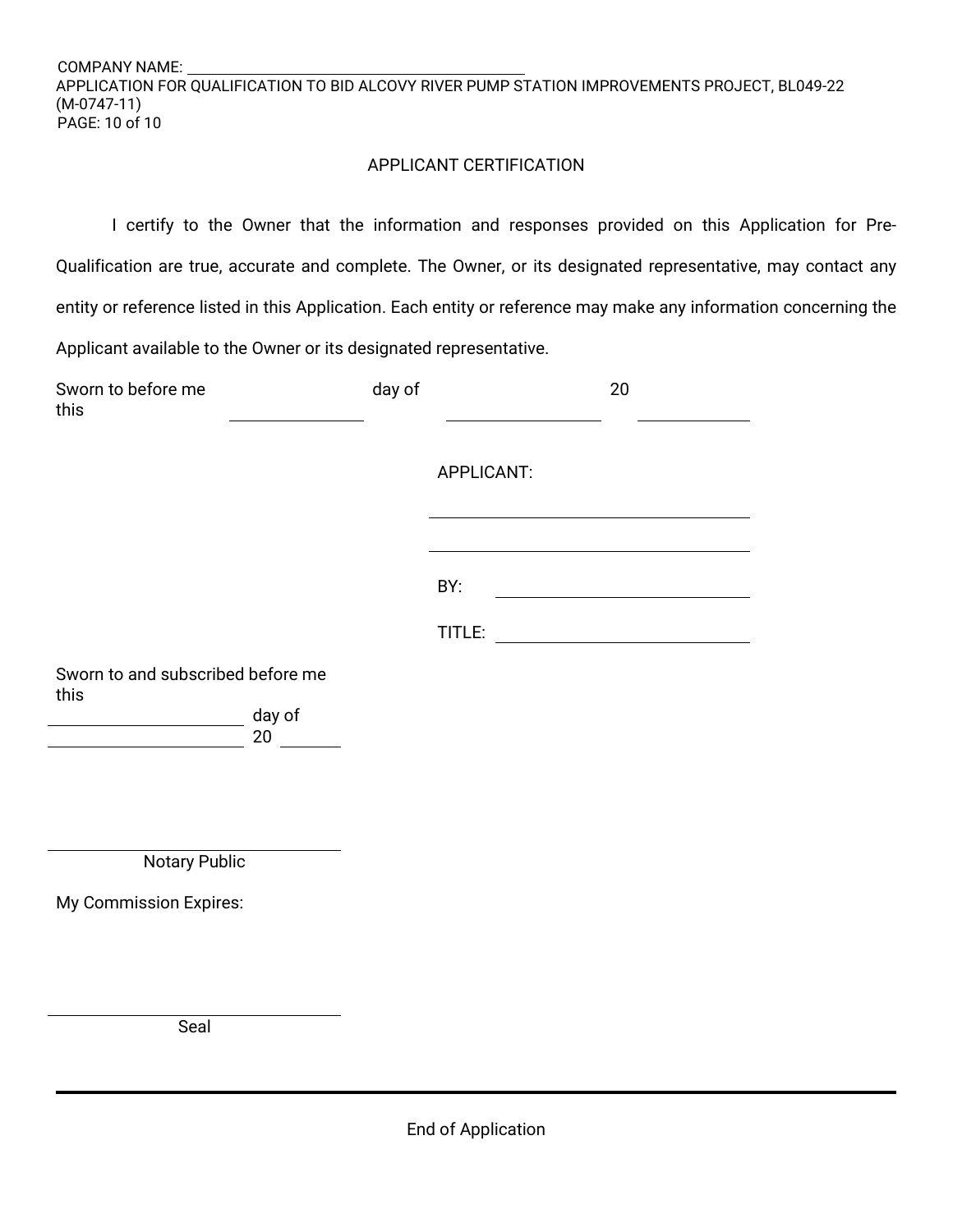COMPANY NAME: ______________________________________

APPLICATION FOR QUALIFICATION TO BID ALCOVY RIVER PUMP STATION IMPROVEMENTS PROJECT, BL049-22 (M-0747-11)

## APPLICANT CERTIFICATION

I certify to the Owner that the information and responses provided on this Application for Pre-Qualification are true, accurate and complete. The Owner, or its designated representative, may contact any entity or reference listed in this Application. Each entity or reference may make any information concerning the Applicant available to the Owner or its designated representative.

Sworn to before me this ______________ day of ________________ 20 ____________

APPLICANT:

______________________________________

______________________________________

BY: ______________________________

TITLE: ______________________________

Sworn to and subscribed before me this

______________________ day of

______________________ 20 ______

______________________________

Notary Public

My Commission Expires:

______________________________

Seal

---

End of Application